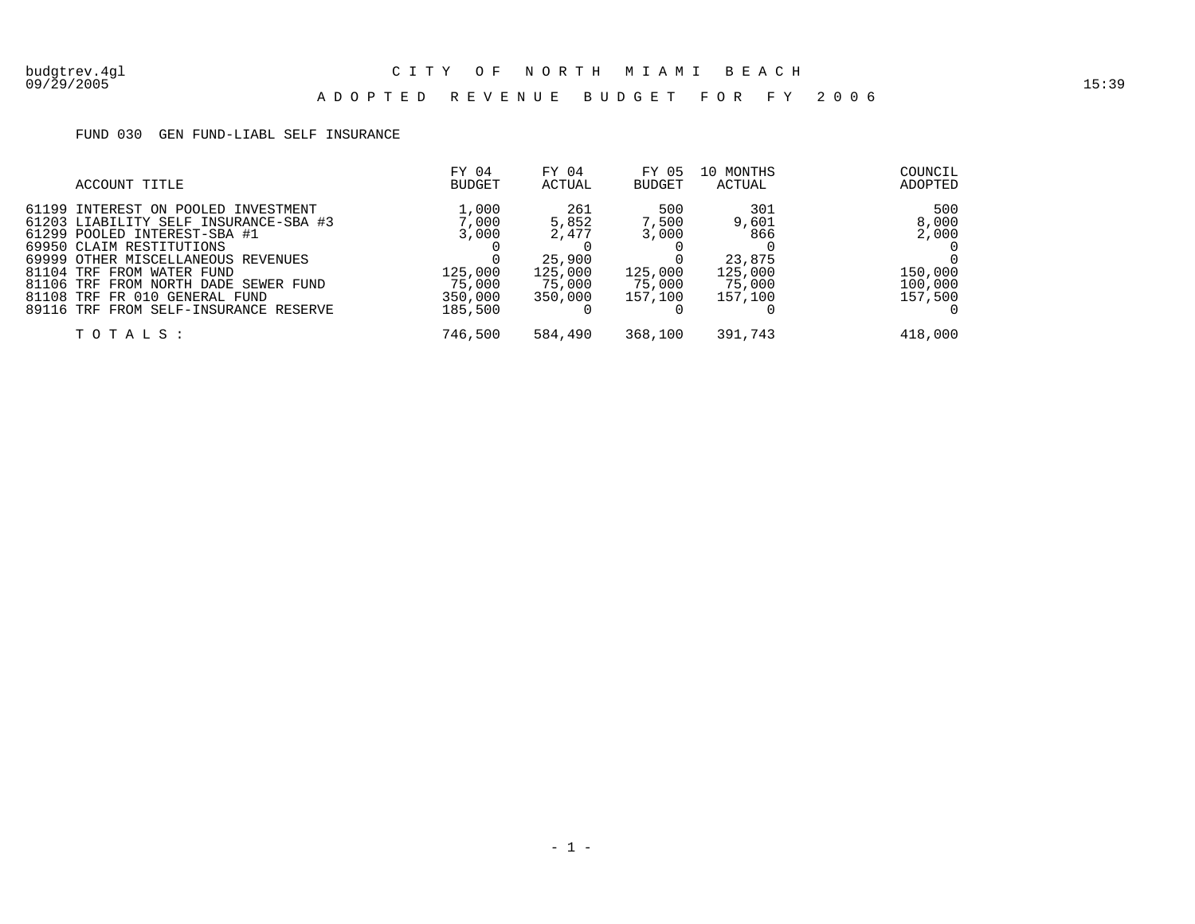# CITY OF NORTH MIAMI BEACH

## ADOPTED REVENUE BUDGET FOR FY 2006

FUND 030 GEN FUND-LIABL SELF INSURANCE

| ACCOUNT TITLE | FY 04 BUDGET | FY 04 ACTUAL | FY 05 BUDGET | 10 MONTHS ACTUAL | COUNCIL ADOPTED |
|---|---|---|---|---|---|
| 61199 INTEREST ON POOLED INVESTMENT | 1,000 | 261 | 500 | 301 | 500 |
| 61203 LIABILITY SELF INSURANCE-SBA #3 | 7,000 | 5,852 | 7,500 | 9,601 | 8,000 |
| 61299 POOLED INTEREST-SBA #1 | 3,000 | 2,477 | 3,000 | 866 | 2,000 |
| 69950 CLAIM RESTITUTIONS | 0 | 0 | 0 | 0 | 0 |
| 69999 OTHER MISCELLANEOUS REVENUES | 0 | 25,900 | 0 | 23,875 | 0 |
| 81104 TRF FROM WATER FUND | 125,000 | 125,000 | 125,000 | 125,000 | 150,000 |
| 81106 TRF FROM NORTH DADE SEWER FUND | 75,000 | 75,000 | 75,000 | 75,000 | 100,000 |
| 81108 TRF FR 010 GENERAL FUND | 350,000 | 350,000 | 157,100 | 157,100 | 157,500 |
| 89116 TRF FROM SELF-INSURANCE RESERVE | 185,500 | 0 | 0 | 0 | 0 |
| TOTALS: | 746,500 | 584,490 | 368,100 | 391,743 | 418,000 |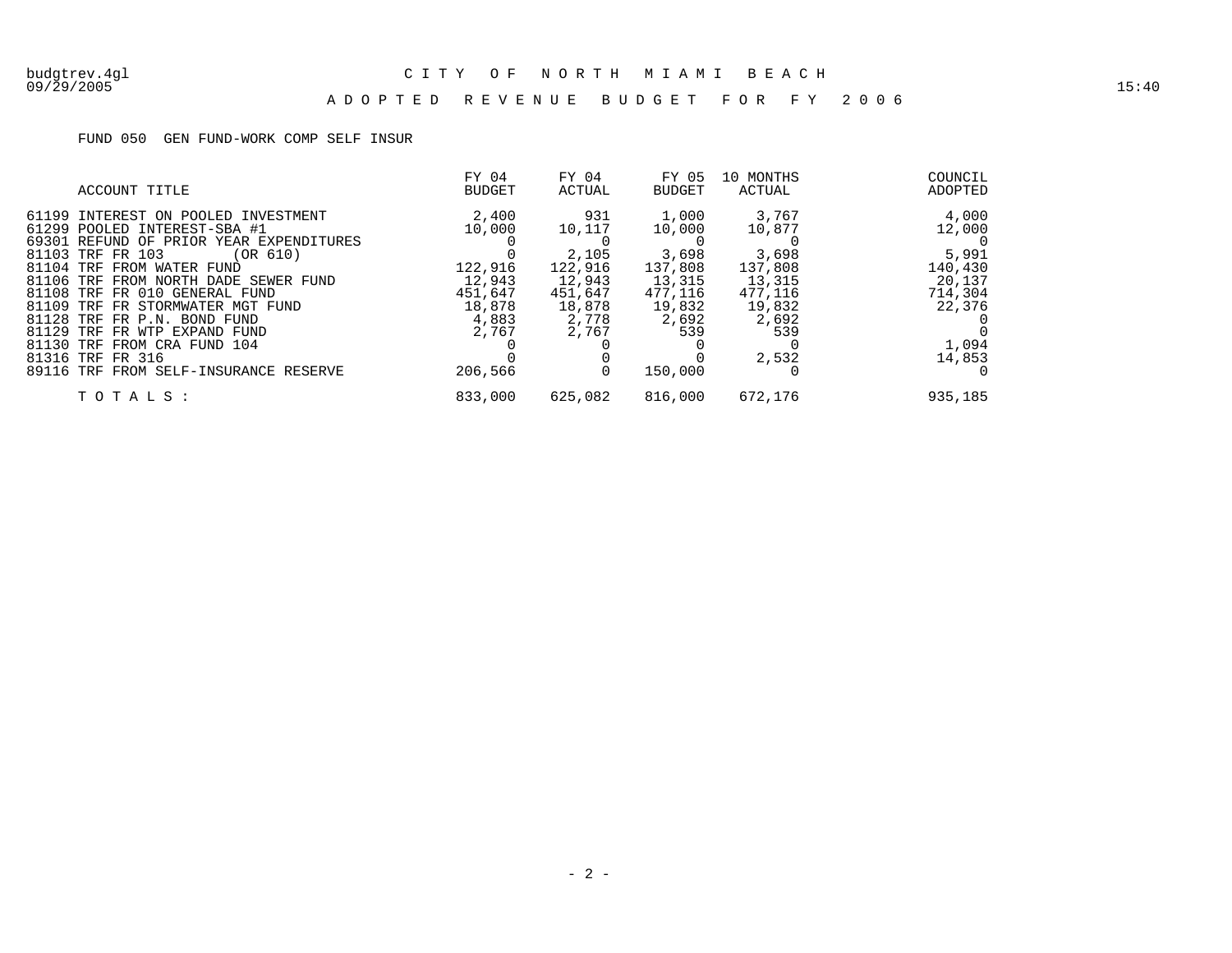# CITY OF NORTH MIAMI BEACH

## ADOPTED REVENUE BUDGET FOR FY 2006

FUND 050 GEN FUND-WORK COMP SELF INSUR

| ACCOUNT TITLE | FY 04 BUDGET | FY 04 ACTUAL | FY 05 BUDGET | 10 MONTHS ACTUAL | COUNCIL ADOPTED |
|---|---|---|---|---|---|
| 61199 INTEREST ON POOLED INVESTMENT | 2,400 | 931 | 1,000 | 3,767 | 4,000 |
| 61299 POOLED INTEREST-SBA #1 | 10,000 | 10,117 | 10,000 | 10,877 | 12,000 |
| 69301 REFUND OF PRIOR YEAR EXPENDITURES | 0 | 0 | 0 | 0 | 0 |
| 81103 TRF FR 103 (OR 610) | 0 | 2,105 | 3,698 | 3,698 | 5,991 |
| 81104 TRF FROM WATER FUND | 122,916 | 122,916 | 137,808 | 137,808 | 140,430 |
| 81106 TRF FROM NORTH DADE SEWER FUND | 12,943 | 12,943 | 13,315 | 13,315 | 20,137 |
| 81108 TRF FR 010 GENERAL FUND | 451,647 | 451,647 | 477,116 | 477,116 | 714,304 |
| 81109 TRF FR STORMWATER MGT FUND | 18,878 | 18,878 | 19,832 | 19,832 | 22,376 |
| 81128 TRF FR P.N. BOND FUND | 4,883 | 2,778 | 2,692 | 2,692 | 0 |
| 81129 TRF FR WTP EXPAND FUND | 2,767 | 2,767 | 539 | 539 | 0 |
| 81130 TRF FROM CRA FUND 104 | 0 | 0 | 0 | 0 | 1,094 |
| 81316 TRF FR 316 | 0 | 0 | 0 | 2,532 | 14,853 |
| 89116 TRF FROM SELF-INSURANCE RESERVE | 206,566 | 0 | 150,000 | 0 | 0 |
| TOTALS: | 833,000 | 625,082 | 816,000 | 672,176 | 935,185 |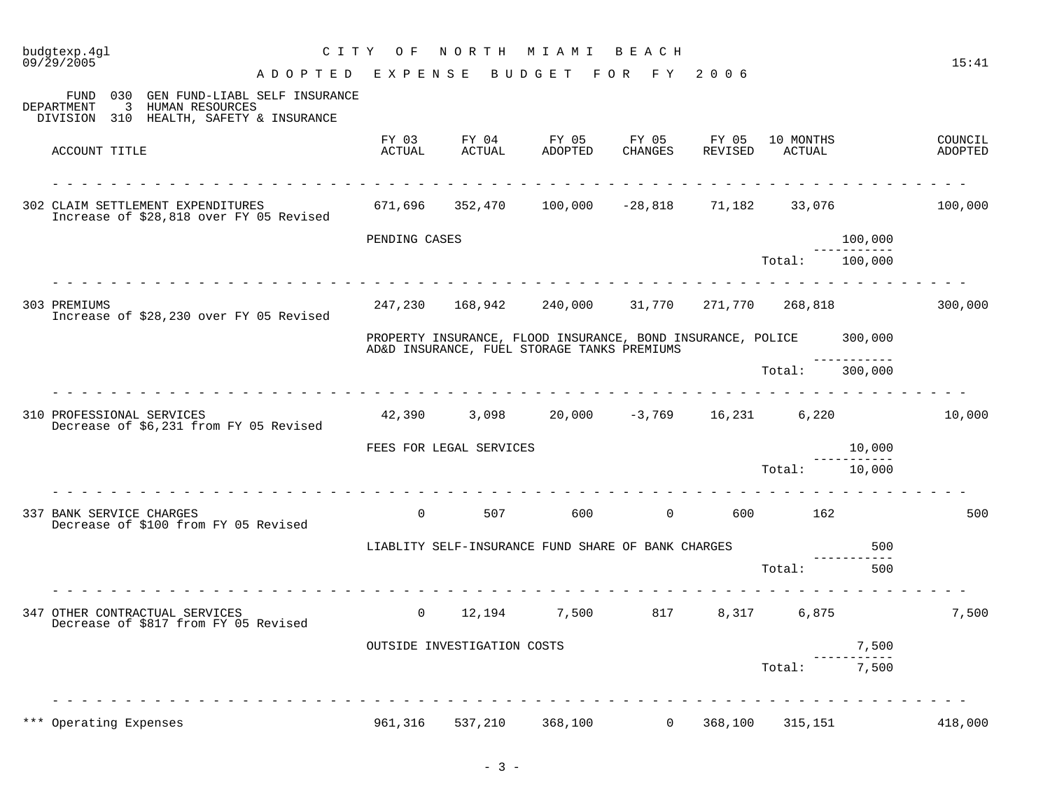**CITY OF NORTH MIAMI BEACH**

**ADOPTED EXPENSE BUDGET FOR FY 2006**

FUND 030 GEN FUND-LIABL SELF INSURANCE
DEPARTMENT 3 HUMAN RESOURCES
DIVISION 310 HEALTH, SAFETY & INSURANCE

| ACCOUNT TITLE | FY 03 ACTUAL | FY 04 ACTUAL | FY 05 ADOPTED | FY 05 CHANGES | FY 05 REVISED | 10 MONTHS ACTUAL | | COUNCIL ADOPTED |
|---|---|---|---|---|---|---|---|---|
| 302 CLAIM SETTLEMENT EXPENDITURES<br>Increase of $28,818 over FY 05 Revised | 671,696 | 352,470 | 100,000 | -28,818 | 71,182 | 33,076 | | 100,000 |
| | PENDING CASES | | | | | | 100,000 | |
| | | | | | | Total: | 100,000 | |
| 303 PREMIUMS<br>Increase of $28,230 over FY 05 Revised | 247,230 | 168,942 | 240,000 | 31,770 | 271,770 | 268,818 | | 300,000 |
| | PROPERTY INSURANCE, FLOOD INSURANCE, BOND INSURANCE, POLICE AD&D INSURANCE, FUEL STORAGE TANKS PREMIUMS | | | | | | 300,000 | |
| | | | | | | Total: | 300,000 | |
| 310 PROFESSIONAL SERVICES<br>Decrease of $6,231 from FY 05 Revised | 42,390 | 3,098 | 20,000 | -3,769 | 16,231 | 6,220 | | 10,000 |
| | FEES FOR LEGAL SERVICES | | | | | | 10,000 | |
| | | | | | | Total: | 10,000 | |
| 337 BANK SERVICE CHARGES<br>Decrease of $100 from FY 05 Revised | 0 | 507 | 600 | 0 | 600 | 162 | | 500 |
| | LIABLITY SELF-INSURANCE FUND SHARE OF BANK CHARGES | | | | | | 500 | |
| | | | | | | Total: | 500 | |
| 347 OTHER CONTRACTUAL SERVICES<br>Decrease of $817 from FY 05 Revised | 0 | 12,194 | 7,500 | 817 | 8,317 | 6,875 | | 7,500 |
| | OUTSIDE INVESTIGATION COSTS | | | | | | 7,500 | |
| | | | | | | Total: | 7,500 | |
| *** Operating Expenses | 961,316 | 537,210 | 368,100 | 0 | 368,100 | 315,151 | | 418,000 |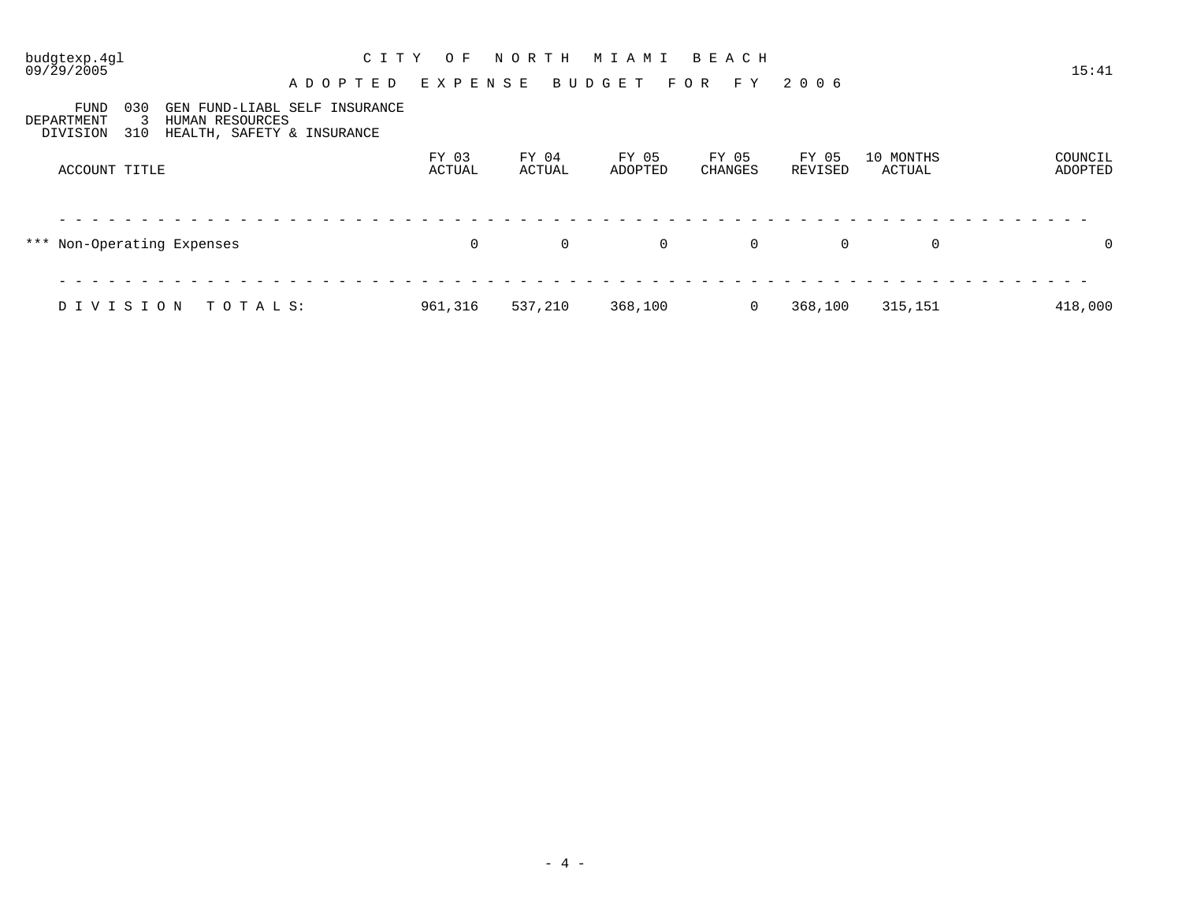budgtexp.4gl
09/29/2005

# CITY OF NORTH MIAMI BEACH

## ADOPTED EXPENSE BUDGET FOR FY 2006

15:41

FUND 030 GEN FUND-LIABL SELF INSURANCE
DEPARTMENT 3 HUMAN RESOURCES
DIVISION 310 HEALTH, SAFETY & INSURANCE

| ACCOUNT TITLE | FY 03 ACTUAL | FY 04 ACTUAL | FY 05 ADOPTED | FY 05 CHANGES | FY 05 REVISED | 10 MONTHS ACTUAL | COUNCIL ADOPTED |
|---|---|---|---|---|---|---|---|
| *** Non-Operating Expenses | 0 | 0 | 0 | 0 | 0 | 0 | 0 |
| DIVISION TOTALS: | 961,316 | 537,210 | 368,100 | 0 | 368,100 | 315,151 | 418,000 |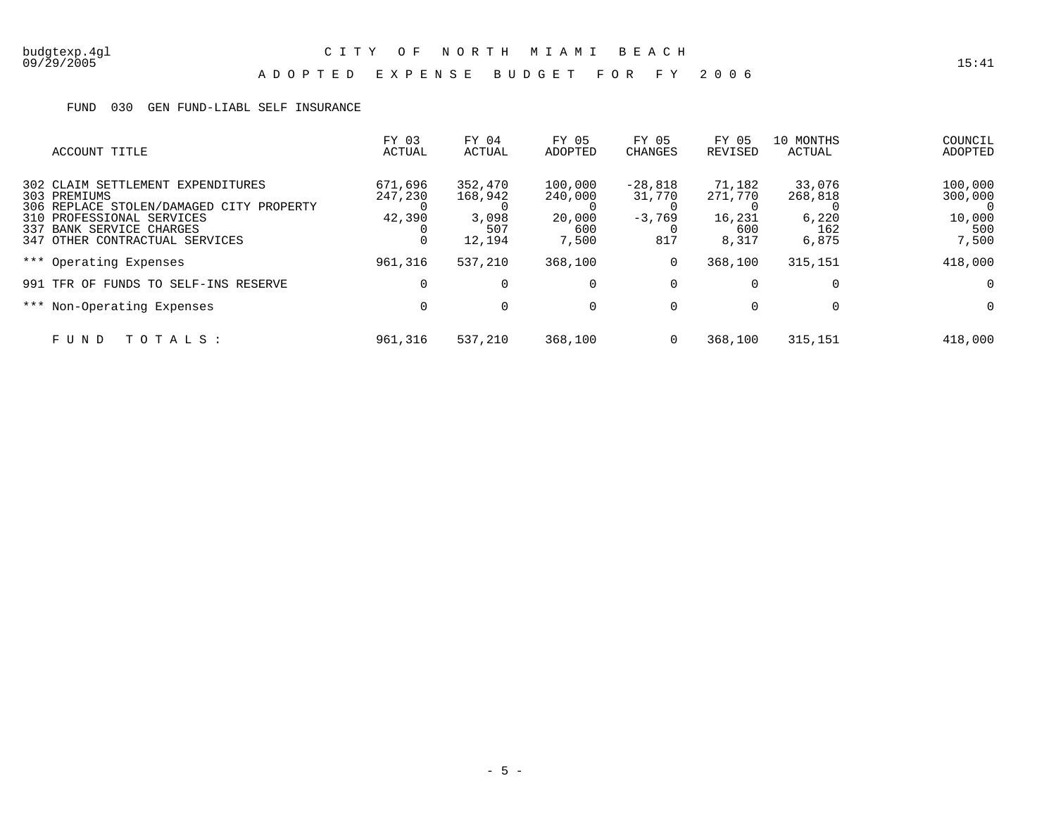budgtexp.4gl
09/29/2005

# CITY OF NORTH MIAMI BEACH

15:41

## ADOPTED EXPENSE BUDGET FOR FY 2006

FUND 030 GEN FUND-LIABL SELF INSURANCE

| ACCOUNT TITLE | FY 03 ACTUAL | FY 04 ACTUAL | FY 05 ADOPTED | FY 05 CHANGES | FY 05 REVISED | 10 MONTHS ACTUAL | COUNCIL ADOPTED |
|---|---|---|---|---|---|---|---|
| 302 CLAIM SETTLEMENT EXPENDITURES | 671,696 | 352,470 | 100,000 | -28,818 | 71,182 | 33,076 | 100,000 |
| 303 PREMIUMS | 247,230 | 168,942 | 240,000 | 31,770 | 271,770 | 268,818 | 300,000 |
| 306 REPLACE STOLEN/DAMAGED CITY PROPERTY | 0 | 0 | 0 | 0 | 0 | 0 | 0 |
| 310 PROFESSIONAL SERVICES | 42,390 | 3,098 | 20,000 | -3,769 | 16,231 | 6,220 | 10,000 |
| 337 BANK SERVICE CHARGES | 0 | 507 | 600 | 0 | 600 | 162 | 500 |
| 347 OTHER CONTRACTUAL SERVICES | 0 | 12,194 | 7,500 | 817 | 8,317 | 6,875 | 7,500 |
| *** Operating Expenses | 961,316 | 537,210 | 368,100 | 0 | 368,100 | 315,151 | 418,000 |
| 991 TFR OF FUNDS TO SELF-INS RESERVE | 0 | 0 | 0 | 0 | 0 | 0 | 0 |
| *** Non-Operating Expenses | 0 | 0 | 0 | 0 | 0 | 0 | 0 |
| FUND TOTALS: | 961,316 | 537,210 | 368,100 | 0 | 368,100 | 315,151 | 418,000 |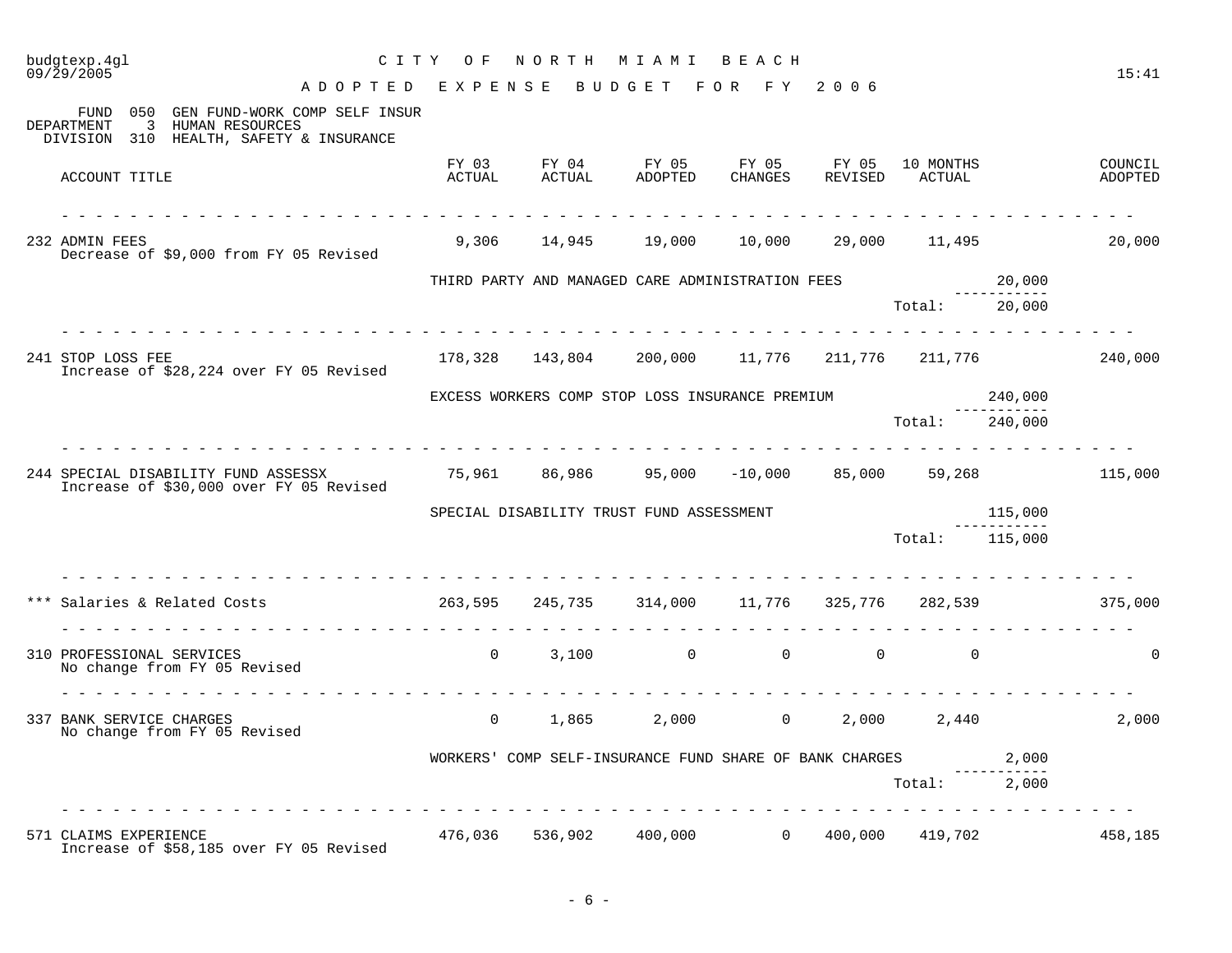CITY OF NORTH MIAMI BEACH

ADOPTED EXPENSE BUDGET FOR FY 2006

FUND 050 GEN FUND-WORK COMP SELF INSUR
DEPARTMENT 3 HUMAN RESOURCES
DIVISION 310 HEALTH, SAFETY & INSURANCE

| ACCOUNT TITLE | FY 03 ACTUAL | FY 04 ACTUAL | FY 05 ADOPTED | FY 05 CHANGES | FY 05 REVISED | 10 MONTHS ACTUAL | | COUNCIL ADOPTED |
|---|---|---|---|---|---|---|---|---|
| 232 ADMIN FEES<br>Decrease of $9,000 from FY 05 Revised | 9,306 | 14,945 | 19,000 | 10,000 | 29,000 | 11,495 | | 20,000 |
| | THIRD PARTY AND MANAGED CARE ADMINISTRATION FEES | | | | | | 20,000 | |
| | | | | | | Total: | 20,000 | |
| 241 STOP LOSS FEE<br>Increase of $28,224 over FY 05 Revised | 178,328 | 143,804 | 200,000 | 11,776 | 211,776 | 211,776 | | 240,000 |
| | EXCESS WORKERS COMP STOP LOSS INSURANCE PREMIUM | | | | | | 240,000 | |
| | | | | | | Total: | 240,000 | |
| 244 SPECIAL DISABILITY FUND ASSESSX<br>Increase of $30,000 over FY 05 Revised | 75,961 | 86,986 | 95,000 | -10,000 | 85,000 | 59,268 | | 115,000 |
| | SPECIAL DISABILITY TRUST FUND ASSESSMENT | | | | | | 115,000 | |
| | | | | | | Total: | 115,000 | |
| *** Salaries & Related Costs | 263,595 | 245,735 | 314,000 | 11,776 | 325,776 | 282,539 | | 375,000 |
| 310 PROFESSIONAL SERVICES<br>No change from FY 05 Revised | 0 | 3,100 | 0 | 0 | 0 | 0 | | 0 |
| 337 BANK SERVICE CHARGES<br>No change from FY 05 Revised | 0 | 1,865 | 2,000 | 0 | 2,000 | 2,440 | | 2,000 |
| | WORKERS' COMP SELF-INSURANCE FUND SHARE OF BANK CHARGES | | | | | | 2,000 | |
| | | | | | | Total: | 2,000 | |
| 571 CLAIMS EXPERIENCE<br>Increase of $58,185 over FY 05 Revised | 476,036 | 536,902 | 400,000 | 0 | 400,000 | 419,702 | | 458,185 |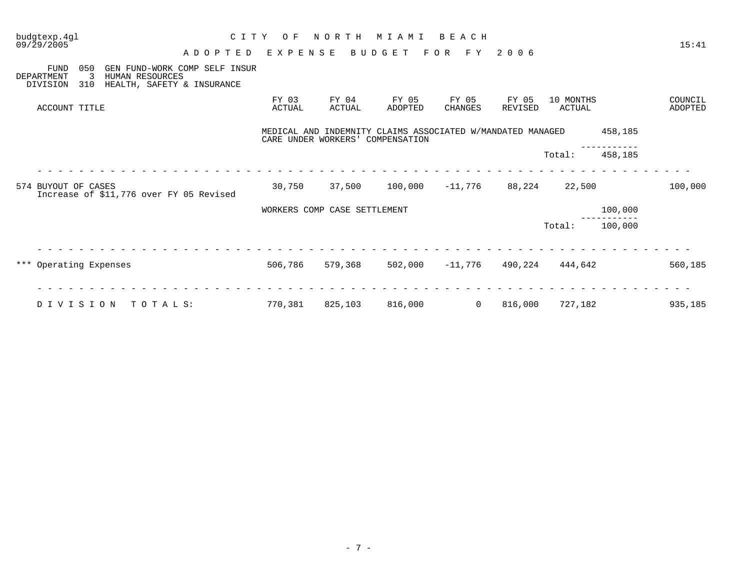budgtexp.4gl

09/29/2005

# CITY OF NORTH MIAMI BEACH

## ADOPTED EXPENSE BUDGET FOR FY 2006

FUND 050 GEN FUND-WORK COMP SELF INSUR
DEPARTMENT 3 HUMAN RESOURCES
DIVISION 310 HEALTH, SAFETY & INSURANCE

| ACCOUNT TITLE | FY 03 ACTUAL | FY 04 ACTUAL | FY 05 ADOPTED | FY 05 CHANGES | FY 05 REVISED | 10 MONTHS ACTUAL | | COUNCIL ADOPTED |
|---|---|---|---|---|---|---|---|---|
| | MEDICAL AND INDEMNITY CLAIMS ASSOCIATED W/MANDATED MANAGED CARE UNDER WORKERS' COMPENSATION | | | | | | 458,185 | |
| | | | | | | Total: | 458,185 | |
| 574 BUYOUT OF CASES<br>Increase of $11,776 over FY 05 Revised | 30,750 | 37,500 | 100,000 | -11,776 | 88,224 | 22,500 | | 100,000 |
| | WORKERS COMP CASE SETTLEMENT | | | | | | 100,000 | |
| | | | | | | Total: | 100,000 | |
| *** Operating Expenses | 506,786 | 579,368 | 502,000 | -11,776 | 490,224 | 444,642 | | 560,185 |
| DIVISION TOTALS: | 770,381 | 825,103 | 816,000 | 0 | 816,000 | 727,182 | | 935,185 |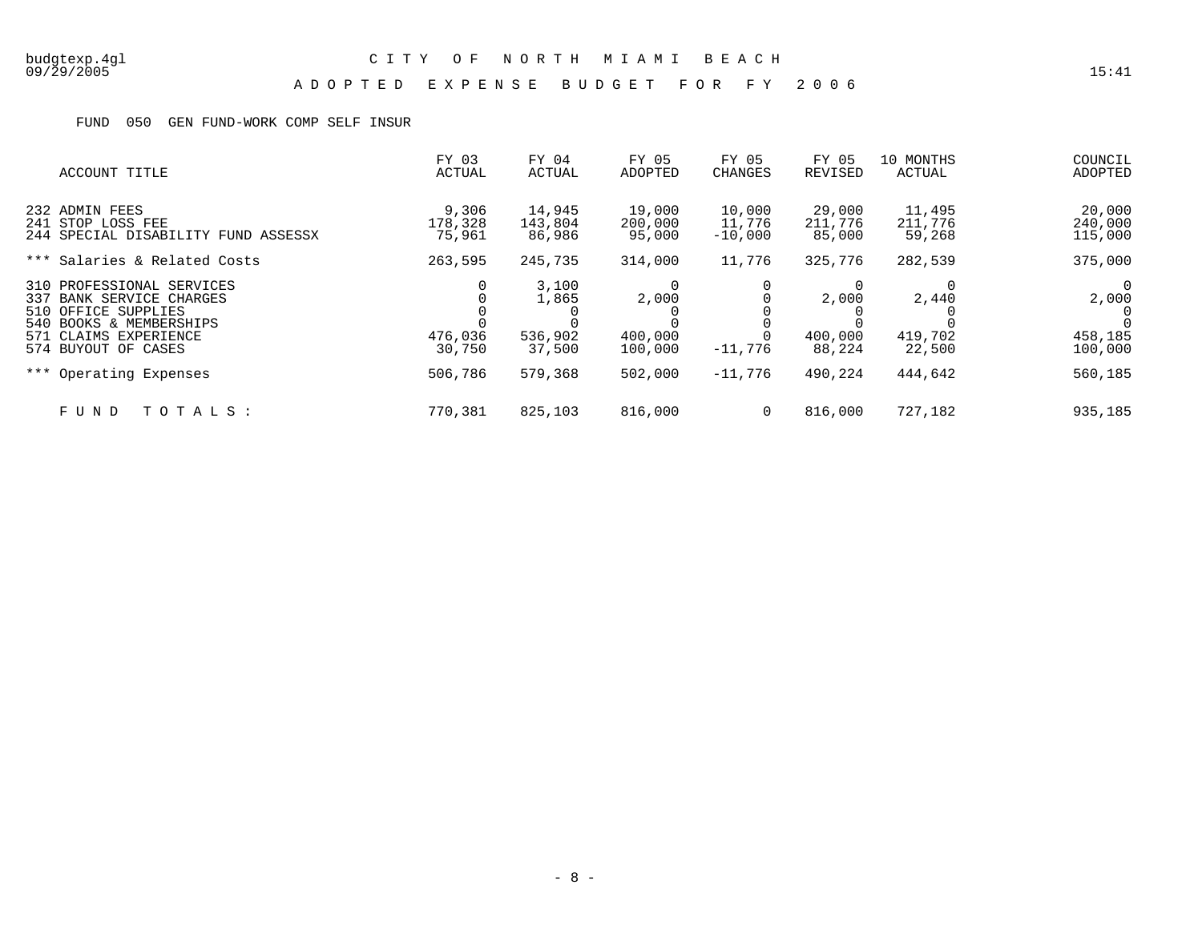budgtexp.4gl
09/29/2005

# CITY OF NORTH MIAMI BEACH

15:41

## ADOPTED EXPENSE BUDGET FOR FY 2006

FUND 050 GEN FUND-WORK COMP SELF INSUR

| ACCOUNT TITLE | FY 03 ACTUAL | FY 04 ACTUAL | FY 05 ADOPTED | FY 05 CHANGES | FY 05 REVISED | 10 MONTHS ACTUAL | COUNCIL ADOPTED |
|---|---|---|---|---|---|---|---|
| 232 ADMIN FEES | 9,306 | 14,945 | 19,000 | 10,000 | 29,000 | 11,495 | 20,000 |
| 241 STOP LOSS FEE | 178,328 | 143,804 | 200,000 | 11,776 | 211,776 | 211,776 | 240,000 |
| 244 SPECIAL DISABILITY FUND ASSESSX | 75,961 | 86,986 | 95,000 | -10,000 | 85,000 | 59,268 | 115,000 |
| *** Salaries & Related Costs | 263,595 | 245,735 | 314,000 | 11,776 | 325,776 | 282,539 | 375,000 |
| 310 PROFESSIONAL SERVICES | 0 | 3,100 | 0 | 0 | 0 | 0 | 0 |
| 337 BANK SERVICE CHARGES | 0 | 1,865 | 2,000 | 0 | 2,000 | 2,440 | 2,000 |
| 510 OFFICE SUPPLIES | 0 | 0 | 0 | 0 | 0 | 0 | 0 |
| 540 BOOKS & MEMBERSHIPS | 0 | 0 | 0 | 0 | 0 | 0 | 0 |
| 571 CLAIMS EXPERIENCE | 476,036 | 536,902 | 400,000 | 0 | 400,000 | 419,702 | 458,185 |
| 574 BUYOUT OF CASES | 30,750 | 37,500 | 100,000 | -11,776 | 88,224 | 22,500 | 100,000 |
| *** Operating Expenses | 506,786 | 579,368 | 502,000 | -11,776 | 490,224 | 444,642 | 560,185 |
| FUND TOTALS: | 770,381 | 825,103 | 816,000 | 0 | 816,000 | 727,182 | 935,185 |